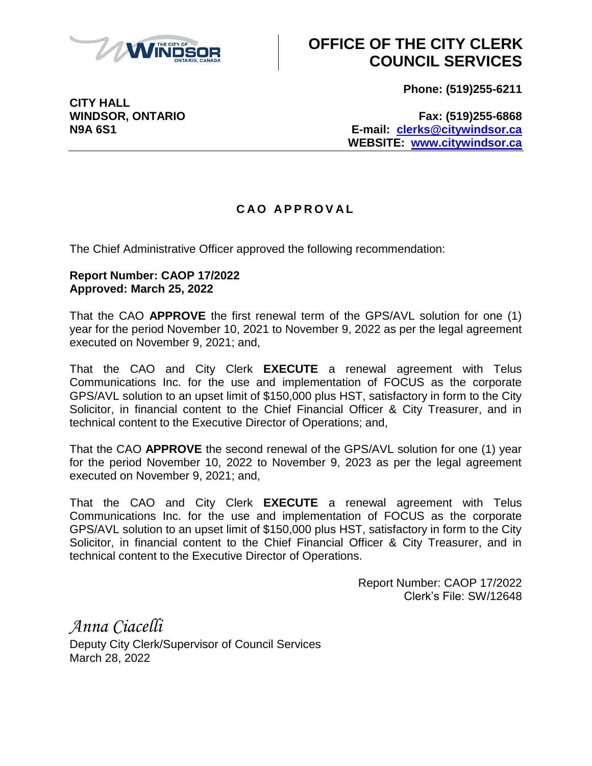# OFFICE OF THE CITY CLERK COUNCIL SERVICES

**Phone: (519)255-6211**

**CITY HALL**
**WINDSOR, ONTARIO**
**N9A 6S1**

**Fax: (519)255-6868**
**E-mail: clerks@citywindsor.ca**
**WEBSITE: www.citywindsor.ca**

## CAO APPROVAL

The Chief Administrative Officer approved the following recommendation:

**Report Number: CAOP 17/2022**
**Approved: March 25, 2022**

That the CAO **APPROVE** the first renewal term of the GPS/AVL solution for one (1) year for the period November 10, 2021 to November 9, 2022 as per the legal agreement executed on November 9, 2021; and,

That the CAO and City Clerk **EXECUTE** a renewal agreement with Telus Communications Inc. for the use and implementation of FOCUS as the corporate GPS/AVL solution to an upset limit of $150,000 plus HST, satisfactory in form to the City Solicitor, in financial content to the Chief Financial Officer & City Treasurer, and in technical content to the Executive Director of Operations; and,

That the CAO **APPROVE** the second renewal of the GPS/AVL solution for one (1) year for the period November 10, 2022 to November 9, 2023 as per the legal agreement executed on November 9, 2021; and,

That the CAO and City Clerk **EXECUTE** a renewal agreement with Telus Communications Inc. for the use and implementation of FOCUS as the corporate GPS/AVL solution to an upset limit of $150,000 plus HST, satisfactory in form to the City Solicitor, in financial content to the Chief Financial Officer & City Treasurer, and in technical content to the Executive Director of Operations.

Report Number: CAOP 17/2022
Clerk's File: SW/12648

*Anna Ciacelli*
Deputy City Clerk/Supervisor of Council Services
March 28, 2022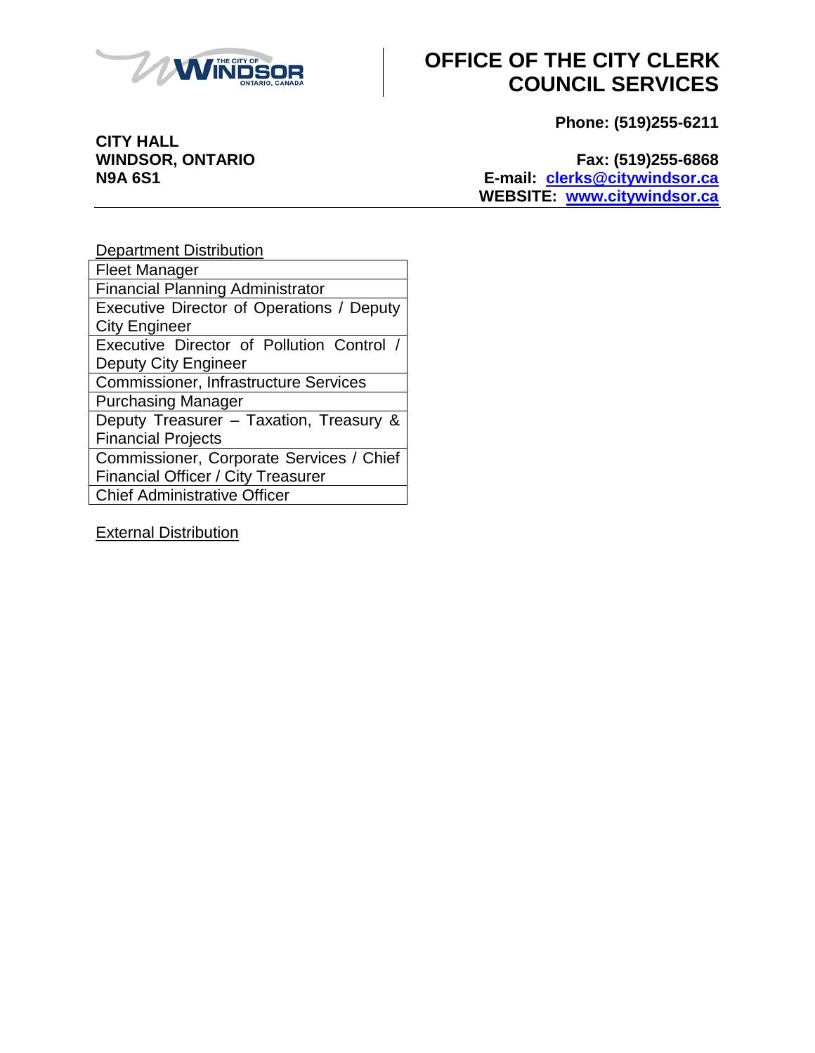# OFFICE OF THE CITY CLERK
# COUNCIL SERVICES

**Phone: (519)255-6211**

**CITY HALL**
**WINDSOR, ONTARIO**
**N9A 6S1**

**Fax: (519)255-6868**
**E-mail: clerks@citywindsor.ca**
**WEBSITE: www.citywindsor.ca**

Department Distribution

| |
|---|
| Fleet Manager |
| Financial Planning Administrator |
| Executive Director of Operations / Deputy City Engineer |
| Executive Director of Pollution Control / Deputy City Engineer |
| Commissioner, Infrastructure Services |
| Purchasing Manager |
| Deputy Treasurer – Taxation, Treasury & Financial Projects |
| Commissioner, Corporate Services / Chief Financial Officer / City Treasurer |
| Chief Administrative Officer |

External Distribution